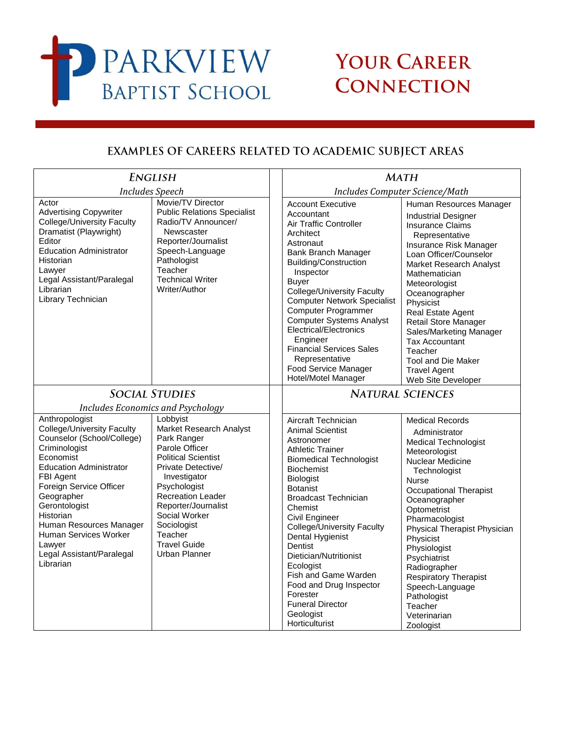# Parkview Baptist School

# Your Career Connection

## Examples of Careers Related to Academic Subject Areas

### *English*

*Includes Speech*

- Actor
- Advertising Copywriter
- College/University Faculty
- Dramatist (Playwright)
- Editor
- Education Administrator
- Historian
- Lawyer
- Legal Assistant/Paralegal
- Librarian
- Library Technician
- Movie/TV Director
- Public Relations Specialist
- Radio/TV Announcer/ Newscaster
- Reporter/Journalist
- Speech-Language Pathologist
- Teacher
- Technical Writer
- Writer/Author

### *Math*

*Includes Computer Science/Math*

- Account Executive
- Accountant
- Air Traffic Controller
- Architect
- Astronaut
- Bank Branch Manager
- Building/Construction Inspector
- Buyer
- College/University Faculty
- Computer Network Specialist
- Computer Programmer
- Computer Systems Analyst
- Electrical/Electronics Engineer
- Financial Services Sales Representative
- Food Service Manager
- Hotel/Motel Manager
- Human Resources Manager
- Industrial Designer
- Insurance Claims Representative
- Insurance Risk Manager
- Loan Officer/Counselor
- Market Research Analyst
- Mathematician
- Meteorologist
- Oceanographer
- Physicist
- Real Estate Agent
- Retail Store Manager
- Sales/Marketing Manager
- Tax Accountant
- Teacher
- Tool and Die Maker
- Travel Agent
- Web Site Developer

### *Social Studies*

*Includes Economics and Psychology*

- Anthropologist
- College/University Faculty
- Counselor (School/College)
- Criminologist
- Economist
- Education Administrator
- FBI Agent
- Foreign Service Officer
- Geographer
- Gerontologist
- Historian
- Human Resources Manager
- Human Services Worker
- Lawyer
- Legal Assistant/Paralegal
- Librarian
- Lobbyist
- Market Research Analyst
- Park Ranger
- Parole Officer
- Political Scientist
- Private Detective/ Investigator
- Psychologist
- Recreation Leader
- Reporter/Journalist
- Social Worker
- Sociologist
- Teacher
- Travel Guide
- Urban Planner

### *Natural Sciences*

- Aircraft Technician
- Animal Scientist
- Astronomer
- Athletic Trainer
- Biomedical Technologist
- Biochemist
- Biologist
- Botanist
- Broadcast Technician
- Chemist
- Civil Engineer
- College/University Faculty
- Dental Hygienist
- Dentist
- Dietician/Nutritionist
- Ecologist
- Fish and Game Warden
- Food and Drug Inspector
- Forester
- Funeral Director
- Geologist
- Horticulturist
- Medical Records Administrator
- Medical Technologist
- Meteorologist
- Nuclear Medicine Technologist
- Nurse
- Occupational Therapist
- Oceanographer
- Optometrist
- Pharmacologist
- Physical Therapist Physician
- Physicist
- Physiologist
- Psychiatrist
- Radiographer
- Respiratory Therapist
- Speech-Language Pathologist
- Teacher
- Veterinarian
- Zoologist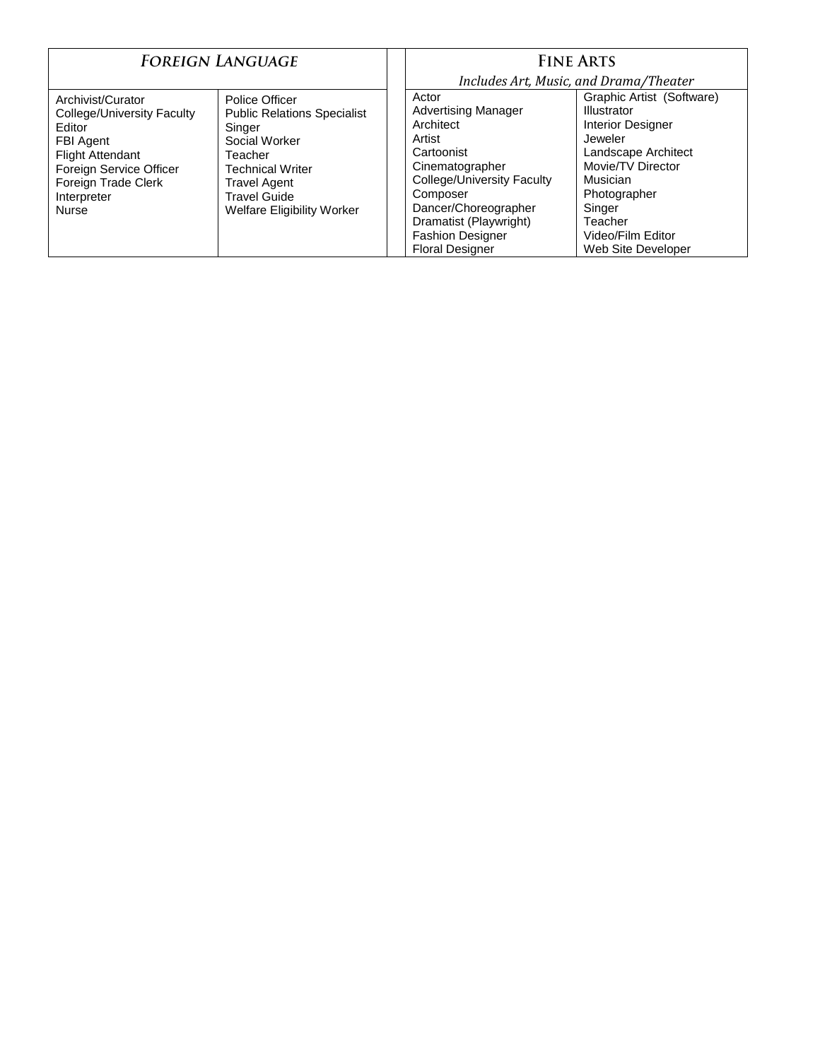| *Foreign Language* | |
|---|---|
| Archivist/Curator<br>College/University Faculty<br>Editor<br>FBI Agent<br>Flight Attendant<br>Foreign Service Officer<br>Foreign Trade Clerk<br>Interpreter<br>Nurse | Police Officer<br>Public Relations Specialist<br>Singer<br>Social Worker<br>Teacher<br>Technical Writer<br>Travel Agent<br>Travel Guide<br>Welfare Eligibility Worker |

| Fine Arts<br>*Includes Art, Music, and Drama/Theater* | |
|---|---|
| Actor<br>Advertising Manager<br>Architect<br>Artist<br>Cartoonist<br>Cinematographer<br>College/University Faculty<br>Composer<br>Dancer/Choreographer<br>Dramatist (Playwright)<br>Fashion Designer<br>Floral Designer | Graphic Artist (Software)<br>Illustrator<br>Interior Designer<br>Jeweler<br>Landscape Architect<br>Movie/TV Director<br>Musician<br>Photographer<br>Singer<br>Teacher<br>Video/Film Editor<br>Web Site Developer |